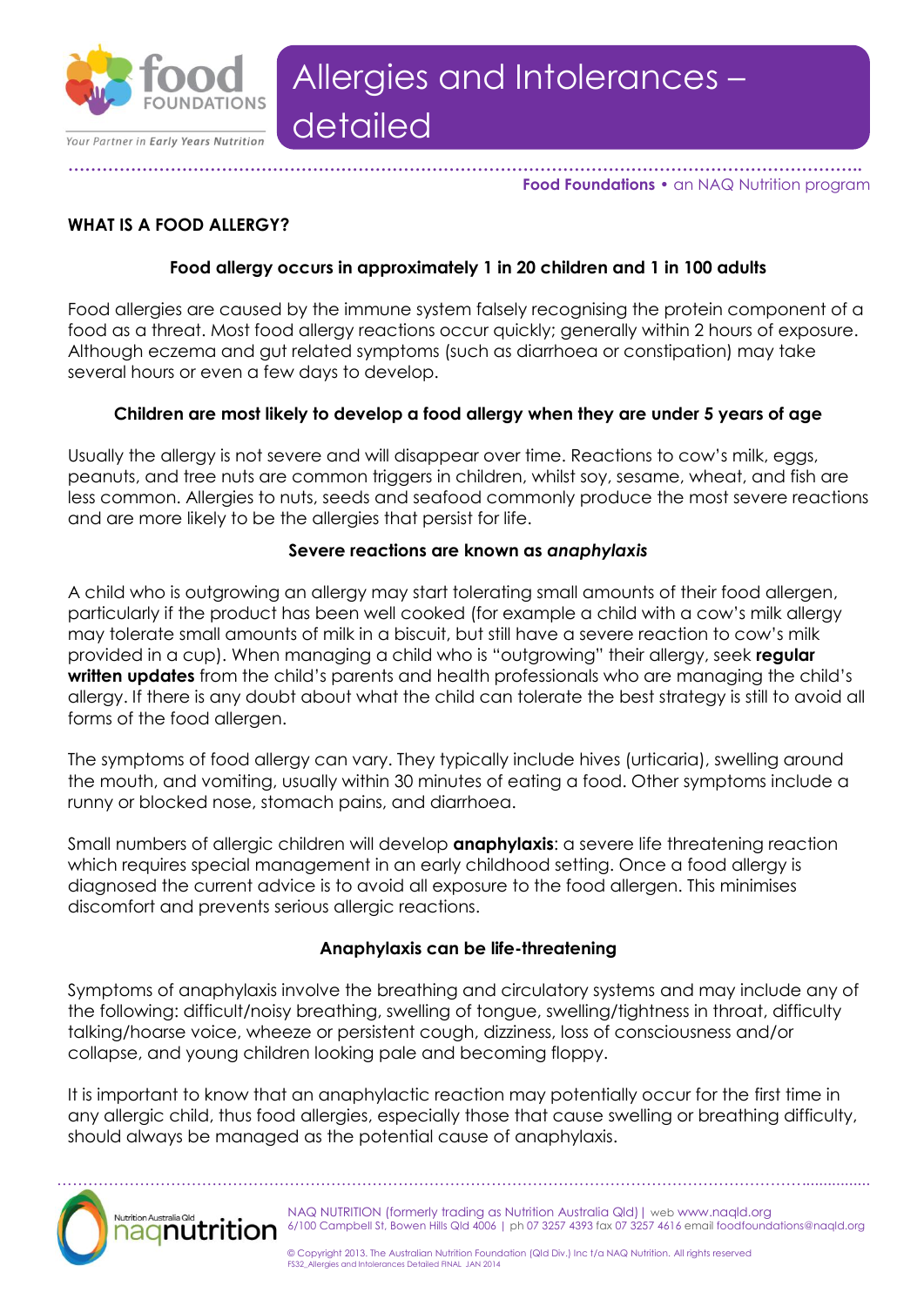# Allergies and Intolerances – detailed

**Food Foundations** • an NAQ Nutrition program

## WHAT IS A FOOD ALLERGY?

**Food allergy occurs in approximately 1 in 20 children and 1 in 100 adults**

Food allergies are caused by the immune system falsely recognising the protein component of a food as a threat. Most food allergy reactions occur quickly; generally within 2 hours of exposure. Although eczema and gut related symptoms (such as diarrhoea or constipation) may take several hours or even a few days to develop.

**Children are most likely to develop a food allergy when they are under 5 years of age**

Usually the allergy is not severe and will disappear over time. Reactions to cow's milk, eggs, peanuts, and tree nuts are common triggers in children, whilst soy, sesame, wheat, and fish are less common. Allergies to nuts, seeds and seafood commonly produce the most severe reactions and are more likely to be the allergies that persist for life.

**Severe reactions are known as *anaphylaxis***

A child who is outgrowing an allergy may start tolerating small amounts of their food allergen, particularly if the product has been well cooked (for example a child with a cow's milk allergy may tolerate small amounts of milk in a biscuit, but still have a severe reaction to cow's milk provided in a cup). When managing a child who is "outgrowing" their allergy, seek **regular written updates** from the child's parents and health professionals who are managing the child's allergy. If there is any doubt about what the child can tolerate the best strategy is still to avoid all forms of the food allergen.

The symptoms of food allergy can vary. They typically include hives (urticaria), swelling around the mouth, and vomiting, usually within 30 minutes of eating a food. Other symptoms include a runny or blocked nose, stomach pains, and diarrhoea.

Small numbers of allergic children will develop **anaphylaxis**: a severe life threatening reaction which requires special management in an early childhood setting. Once a food allergy is diagnosed the current advice is to avoid all exposure to the food allergen. This minimises discomfort and prevents serious allergic reactions.

**Anaphylaxis can be life-threatening**

Symptoms of anaphylaxis involve the breathing and circulatory systems and may include any of the following: difficult/noisy breathing, swelling of tongue, swelling/tightness in throat, difficulty talking/hoarse voice, wheeze or persistent cough, dizziness, loss of consciousness and/or collapse, and young children looking pale and becoming floppy.

It is important to know that an anaphylactic reaction may potentially occur for the first time in any allergic child, thus food allergies, especially those that cause swelling or breathing difficulty, should always be managed as the potential cause of anaphylaxis.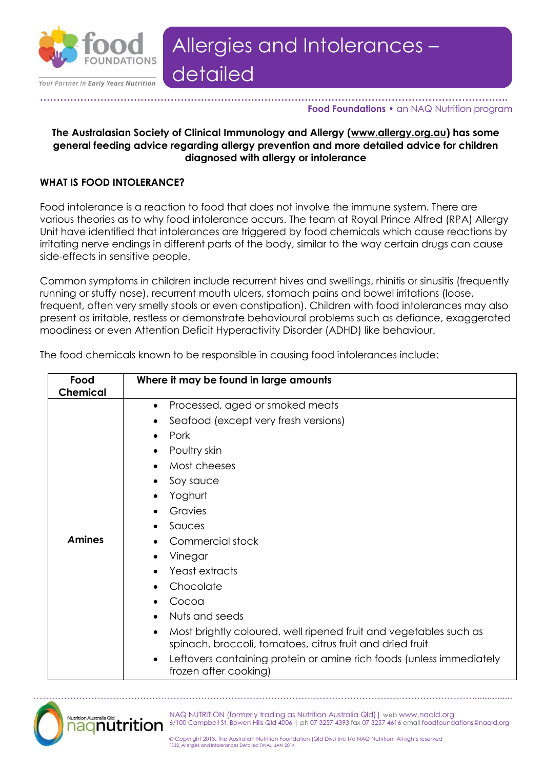# Allergies and Intolerances – detailed

**The Australasian Society of Clinical Immunology and Allergy (www.allergy.org.au) has some general feeding advice regarding allergy prevention and more detailed advice for children diagnosed with allergy or intolerance**

## WHAT IS FOOD INTOLERANCE?

Food intolerance is a reaction to food that does not involve the immune system. There are various theories as to why food intolerance occurs. The team at Royal Prince Alfred (RPA) Allergy Unit have identified that intolerances are triggered by food chemicals which cause reactions by irritating nerve endings in different parts of the body, similar to the way certain drugs can cause side-effects in sensitive people.

Common symptoms in children include recurrent hives and swellings, rhinitis or sinusitis (frequently running or stuffy nose), recurrent mouth ulcers, stomach pains and bowel irritations (loose, frequent, often very smelly stools or even constipation). Children with food intolerances may also present as irritable, restless or demonstrate behavioural problems such as defiance, exaggerated moodiness or even Attention Deficit Hyperactivity Disorder (ADHD) like behaviour.

The food chemicals known to be responsible in causing food intolerances include:

| Food Chemical | Where it may be found in large amounts |
|---|---|
| ***Amines*** | • Processed, aged or smoked meats<br>• Seafood (except very fresh versions)<br>• Pork<br>• Poultry skin<br>• Most cheeses<br>• Soy sauce<br>• Yoghurt<br>• Gravies<br>• Sauces<br>• Commercial stock<br>• Vinegar<br>• Yeast extracts<br>• Chocolate<br>• Cocoa<br>• Nuts and seeds<br>• Most brightly coloured, well ripened fruit and vegetables such as spinach, broccoli, tomatoes, citrus fruit and dried fruit<br>• Leftovers containing protein or amine rich foods (unless immediately frozen after cooking) |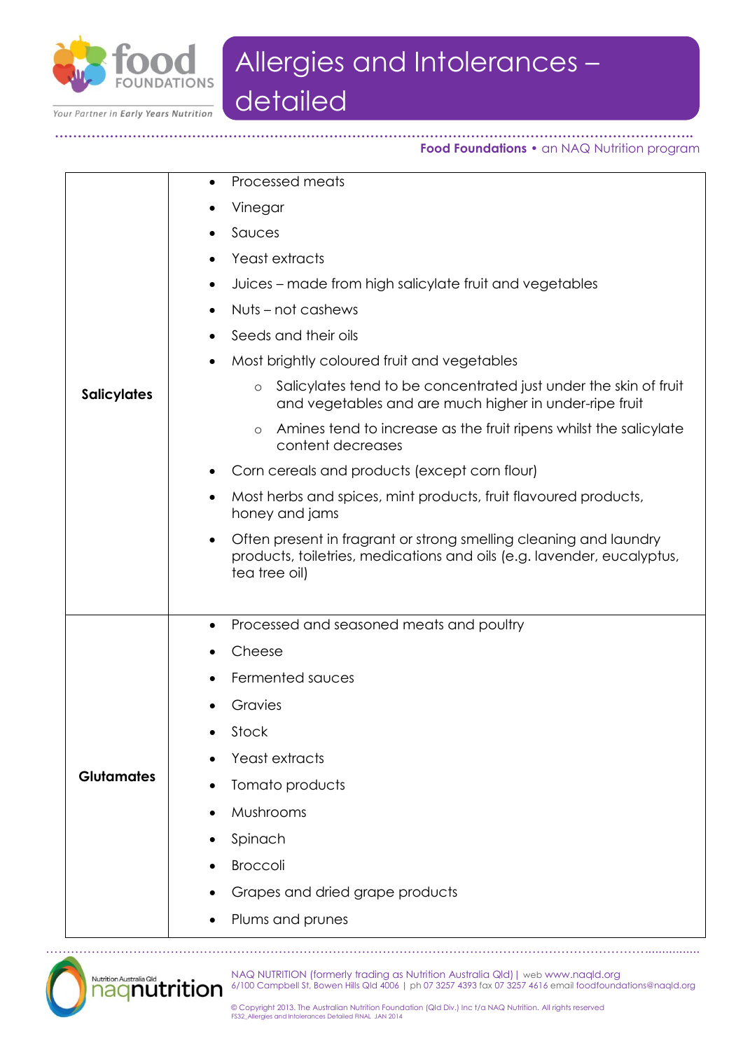| | |
|---|---|
| **Salicylates** | • Processed meats<br>• Vinegar<br>• Sauces<br>• Yeast extracts<br>• Juices – made from high salicylate fruit and vegetables<br>• Nuts – not cashews<br>• Seeds and their oils<br>• Most brightly coloured fruit and vegetables<br>&nbsp;&nbsp;&nbsp;&nbsp;o Salicylates tend to be concentrated just under the skin of fruit and vegetables and are much higher in under-ripe fruit<br>&nbsp;&nbsp;&nbsp;&nbsp;o Amines tend to increase as the fruit ripens whilst the salicylate content decreases<br>• Corn cereals and products (except corn flour)<br>• Most herbs and spices, mint products, fruit flavoured products, honey and jams<br>• Often present in fragrant or strong smelling cleaning and laundry products, toiletries, medications and oils (e.g. lavender, eucalyptus, tea tree oil) |
| **Glutamates** | • Processed and seasoned meats and poultry<br>• Cheese<br>• Fermented sauces<br>• Gravies<br>• Stock<br>• Yeast extracts<br>• Tomato products<br>• Mushrooms<br>• Spinach<br>• Broccoli<br>• Grapes and dried grape products<br>• Plums and prunes |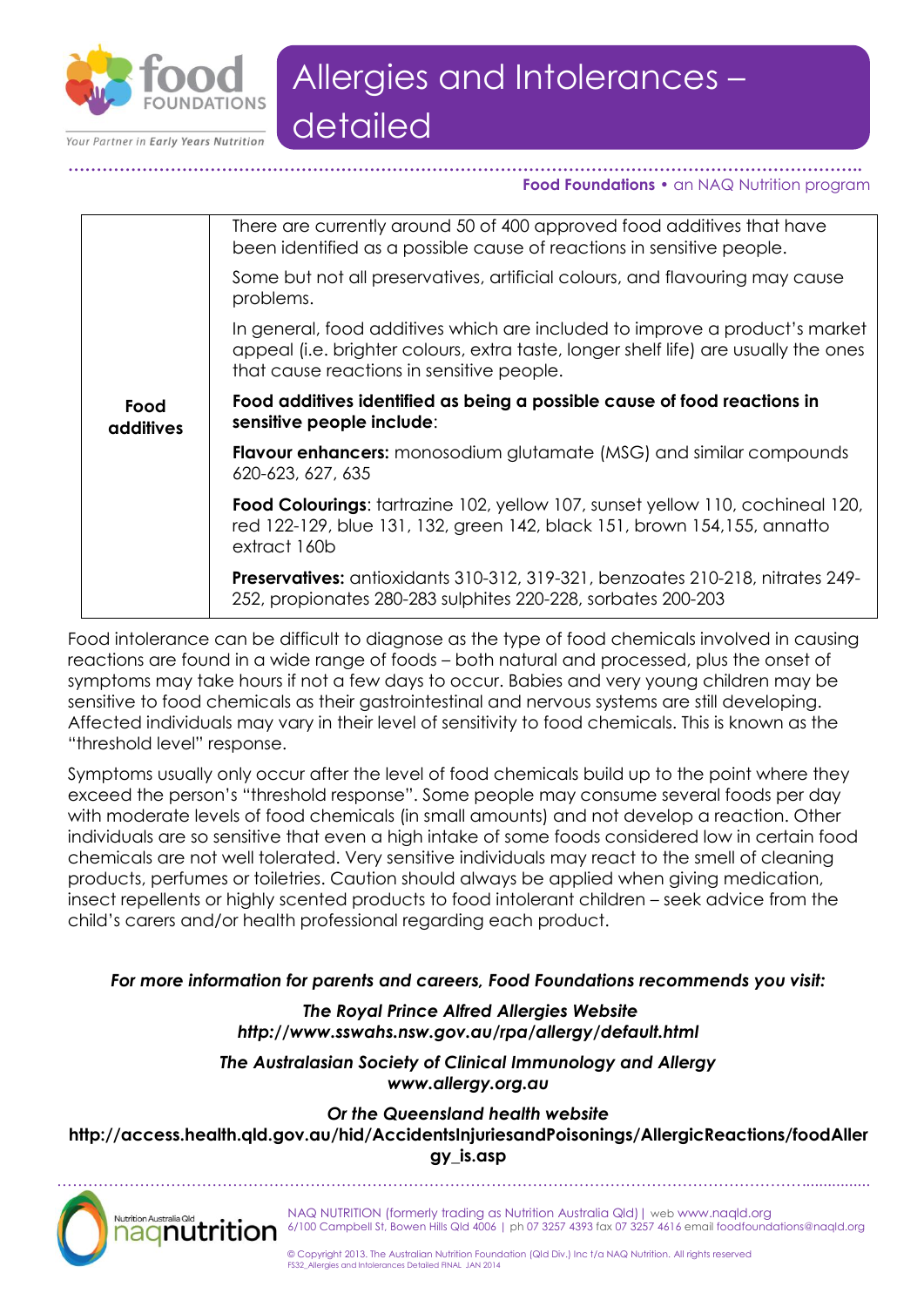| | |
|---|---|
| **Food additives** | There are currently around 50 of 400 approved food additives that have been identified as a possible cause of reactions in sensitive people.<br><br>Some but not all preservatives, artificial colours, and flavouring may cause problems.<br><br>In general, food additives which are included to improve a product's market appeal (i.e. brighter colours, extra taste, longer shelf life) are usually the ones that cause reactions in sensitive people.<br><br>**Food additives identified as being a possible cause of food reactions in sensitive people include**:<br><br>**Flavour enhancers:** monosodium glutamate (MSG) and similar compounds 620-623, 627, 635<br><br>**Food Colourings**: tartrazine 102, yellow 107, sunset yellow 110, cochineal 120, red 122-129, blue 131, 132, green 142, black 151, brown 154,155, annatto extract 160b<br><br>**Preservatives:** antioxidants 310-312, 319-321, benzoates 210-218, nitrates 249-252, propionates 280-283 sulphites 220-228, sorbates 200-203 |

Food intolerance can be difficult to diagnose as the type of food chemicals involved in causing reactions are found in a wide range of foods – both natural and processed, plus the onset of symptoms may take hours if not a few days to occur. Babies and very young children may be sensitive to food chemicals as their gastrointestinal and nervous systems are still developing. Affected individuals may vary in their level of sensitivity to food chemicals. This is known as the "threshold level" response.

Symptoms usually only occur after the level of food chemicals build up to the point where they exceed the person's "threshold response". Some people may consume several foods per day with moderate levels of food chemicals (in small amounts) and not develop a reaction. Other individuals are so sensitive that even a high intake of some foods considered low in certain food chemicals are not well tolerated. Very sensitive individuals may react to the smell of cleaning products, perfumes or toiletries. Caution should always be applied when giving medication, insect repellents or highly scented products to food intolerant children – seek advice from the child's carers and/or health professional regarding each product.

***For more information for parents and careers, Food Foundations recommends you visit:***

***The Royal Prince Alfred Allergies Website***
***http://www.sswahs.nsw.gov.au/rpa/allergy/default.html***

***The Australasian Society of Clinical Immunology and Allergy***
***www.allergy.org.au***

***Or the Queensland health website***
**http://access.health.qld.gov.au/hid/AccidentsInjuriesandPoisonings/AllergicReactions/foodAllergy_is.asp**

NAQ NUTRITION (formerly trading as Nutrition Australia Qld) | web www.naqld.org
6/100 Campbell St, Bowen Hills Qld 4006 | ph 07 3257 4393 fax 07 3257 4616 email foodfoundations@naqld.org

© Copyright 2013. The Australian Nutrition Foundation (Qld Div.) Inc t/a NAQ Nutrition. All rights reserved
FS32_Allergies and Intolerances Detailed FINAL JAN 2014